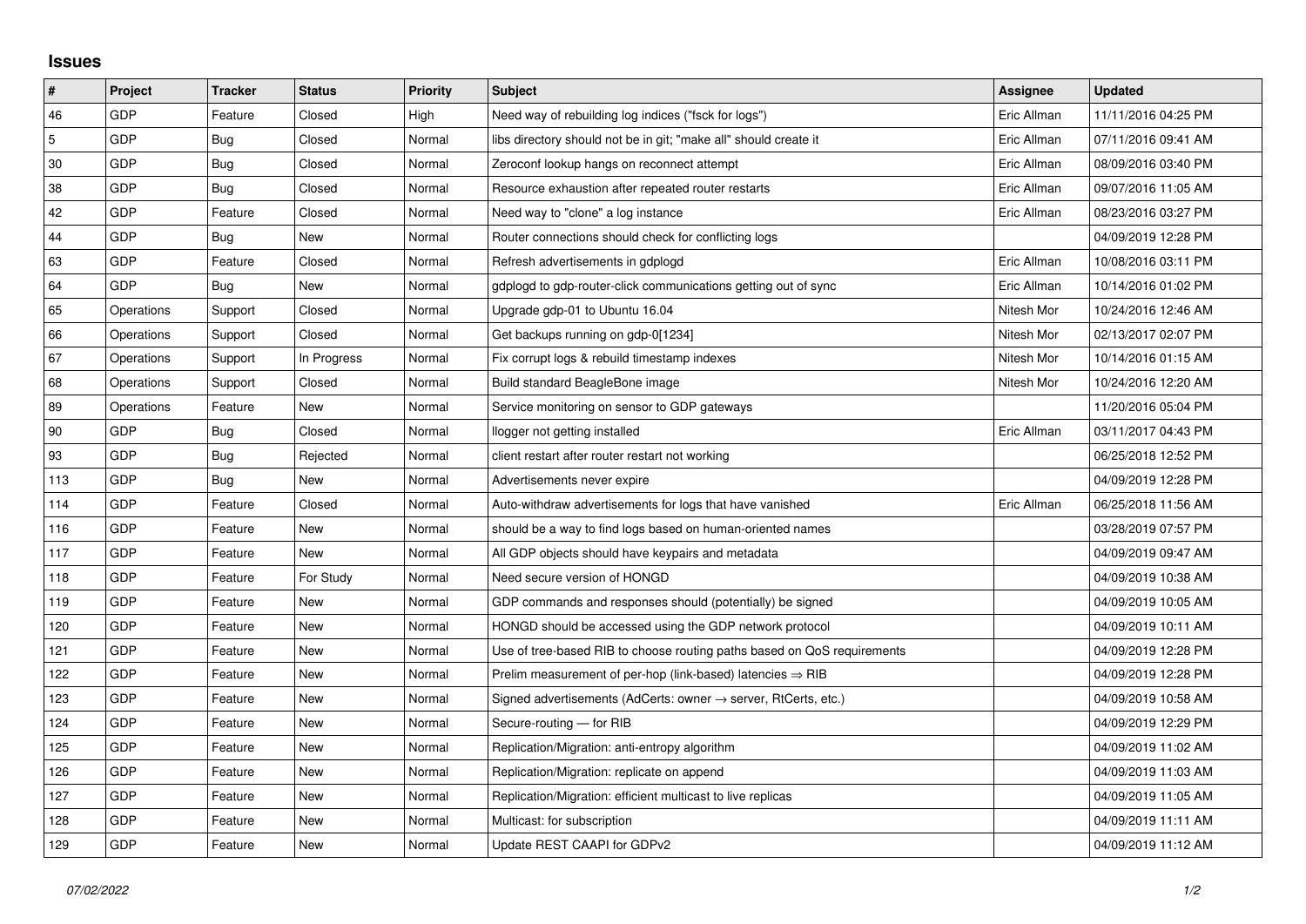## Issues

| # | Project | Tracker | Status | Priority | Subject | Assignee | Updated |
|---|---|---|---|---|---|---|---|
| 46 | GDP | Feature | Closed | High | Need way of rebuilding log indices ("fsck for logs") | Eric Allman | 11/11/2016 04:25 PM |
| 5 | GDP | Bug | Closed | Normal | libs directory should not be in git; "make all" should create it | Eric Allman | 07/11/2016 09:41 AM |
| 30 | GDP | Bug | Closed | Normal | Zeroconf lookup hangs on reconnect attempt | Eric Allman | 08/09/2016 03:40 PM |
| 38 | GDP | Bug | Closed | Normal | Resource exhaustion after repeated router restarts | Eric Allman | 09/07/2016 11:05 AM |
| 42 | GDP | Feature | Closed | Normal | Need way to "clone" a log instance | Eric Allman | 08/23/2016 03:27 PM |
| 44 | GDP | Bug | New | Normal | Router connections should check for conflicting logs | | 04/09/2019 12:28 PM |
| 63 | GDP | Feature | Closed | Normal | Refresh advertisements in gdplogd | Eric Allman | 10/08/2016 03:11 PM |
| 64 | GDP | Bug | New | Normal | gdplogd to gdp-router-click communications getting out of sync | Eric Allman | 10/14/2016 01:02 PM |
| 65 | Operations | Support | Closed | Normal | Upgrade gdp-01 to Ubuntu 16.04 | Nitesh Mor | 10/24/2016 12:46 AM |
| 66 | Operations | Support | Closed | Normal | Get backups running on gdp-0[1234] | Nitesh Mor | 02/13/2017 02:07 PM |
| 67 | Operations | Support | In Progress | Normal | Fix corrupt logs & rebuild timestamp indexes | Nitesh Mor | 10/14/2016 01:15 AM |
| 68 | Operations | Support | Closed | Normal | Build standard BeagleBone image | Nitesh Mor | 10/24/2016 12:20 AM |
| 89 | Operations | Feature | New | Normal | Service monitoring on sensor to GDP gateways | | 11/20/2016 05:04 PM |
| 90 | GDP | Bug | Closed | Normal | llogger not getting installed | Eric Allman | 03/11/2017 04:43 PM |
| 93 | GDP | Bug | Rejected | Normal | client restart after router restart not working | | 06/25/2018 12:52 PM |
| 113 | GDP | Bug | New | Normal | Advertisements never expire | | 04/09/2019 12:28 PM |
| 114 | GDP | Feature | Closed | Normal | Auto-withdraw advertisements for logs that have vanished | Eric Allman | 06/25/2018 11:56 AM |
| 116 | GDP | Feature | New | Normal | should be a way to find logs based on human-oriented names | | 03/28/2019 07:57 PM |
| 117 | GDP | Feature | New | Normal | All GDP objects should have keypairs and metadata | | 04/09/2019 09:47 AM |
| 118 | GDP | Feature | For Study | Normal | Need secure version of HONGD | | 04/09/2019 10:38 AM |
| 119 | GDP | Feature | New | Normal | GDP commands and responses should (potentially) be signed | | 04/09/2019 10:05 AM |
| 120 | GDP | Feature | New | Normal | HONGD should be accessed using the GDP network protocol | | 04/09/2019 10:11 AM |
| 121 | GDP | Feature | New | Normal | Use of tree-based RIB to choose routing paths based on QoS requirements | | 04/09/2019 12:28 PM |
| 122 | GDP | Feature | New | Normal | Prelim measurement of per-hop (link-based) latencies ⇒ RIB | | 04/09/2019 12:28 PM |
| 123 | GDP | Feature | New | Normal | Signed advertisements (AdCerts: owner → server, RtCerts, etc.) | | 04/09/2019 10:58 AM |
| 124 | GDP | Feature | New | Normal | Secure-routing — for RIB | | 04/09/2019 12:29 PM |
| 125 | GDP | Feature | New | Normal | Replication/Migration: anti-entropy algorithm | | 04/09/2019 11:02 AM |
| 126 | GDP | Feature | New | Normal | Replication/Migration: replicate on append | | 04/09/2019 11:03 AM |
| 127 | GDP | Feature | New | Normal | Replication/Migration: efficient multicast to live replicas | | 04/09/2019 11:05 AM |
| 128 | GDP | Feature | New | Normal | Multicast: for subscription | | 04/09/2019 11:11 AM |
| 129 | GDP | Feature | New | Normal | Update REST CAAPI for GDPv2 | | 04/09/2019 11:12 AM |

*07/02/2022*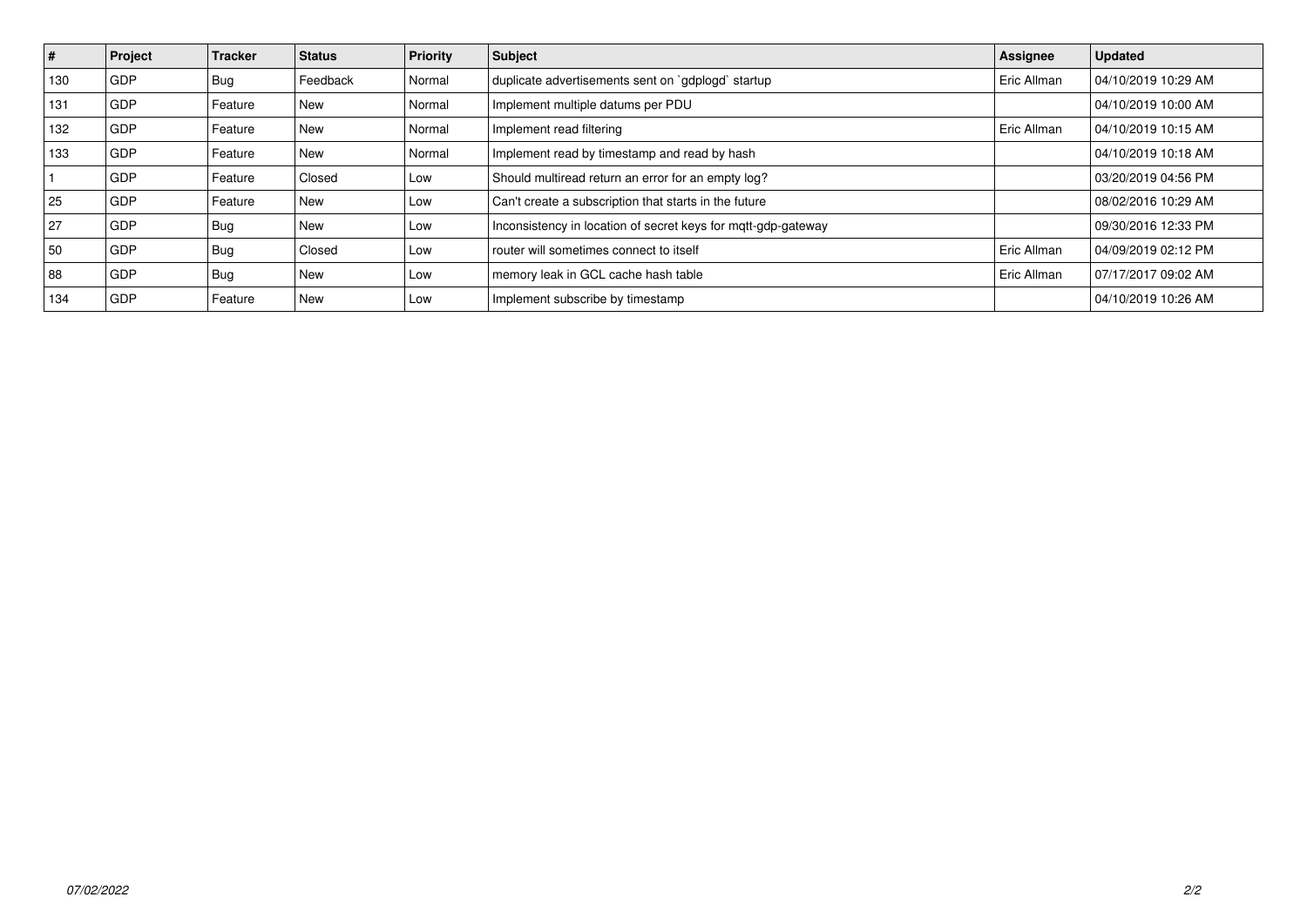| # | Project | Tracker | Status | Priority | Subject | Assignee | Updated |
|---|---|---|---|---|---|---|---|
| 130 | GDP | Bug | Feedback | Normal | duplicate advertisements sent on `gdplogd` startup | Eric Allman | 04/10/2019 10:29 AM |
| 131 | GDP | Feature | New | Normal | Implement multiple datums per PDU | | 04/10/2019 10:00 AM |
| 132 | GDP | Feature | New | Normal | Implement read filtering | Eric Allman | 04/10/2019 10:15 AM |
| 133 | GDP | Feature | New | Normal | Implement read by timestamp and read by hash | | 04/10/2019 10:18 AM |
| 1 | GDP | Feature | Closed | Low | Should multiread return an error for an empty log? | | 03/20/2019 04:56 PM |
| 25 | GDP | Feature | New | Low | Can't create a subscription that starts in the future | | 08/02/2016 10:29 AM |
| 27 | GDP | Bug | New | Low | Inconsistency in location of secret keys for mqtt-gdp-gateway | | 09/30/2016 12:33 PM |
| 50 | GDP | Bug | Closed | Low | router will sometimes connect to itself | Eric Allman | 04/09/2019 02:12 PM |
| 88 | GDP | Bug | New | Low | memory leak in GCL cache hash table | Eric Allman | 07/17/2017 09:02 AM |
| 134 | GDP | Feature | New | Low | Implement subscribe by timestamp | | 04/10/2019 10:26 AM |